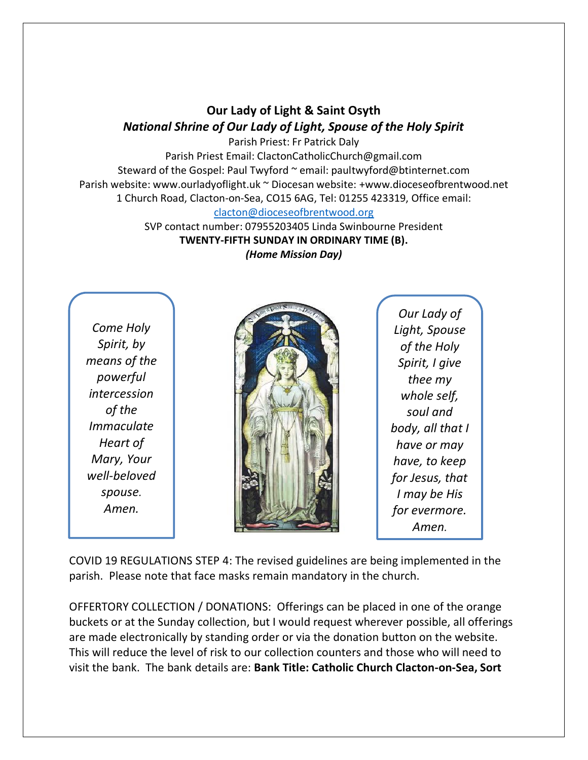**Our Lady of Light & Saint Osyth**

***National Shrine of Our Lady of Light, Spouse of the Holy Spirit***

Parish Priest: Fr Patrick Daly

Parish Priest Email: ClactonCatholicChurch@gmail.com

Steward of the Gospel: Paul Twyford ~ email: paultwyford@btinternet.com

Parish website: www.ourladyoflight.uk ~ Diocesan website: +www.dioceseofbrentwood.net

1 Church Road, Clacton-on-Sea, CO15 6AG, Tel: 01255 423319, Office email: [clacton@dioceseofbrentwood.org](mailto:clacton@dioceseofbrentwood.org)

SVP contact number: 07955203405 Linda Swinbourne President

**TWENTY-FIFTH SUNDAY IN ORDINARY TIME (B).**

***(Home Mission Day)***

*Come Holy Spirit, by means of the powerful intercession of the Immaculate Heart of Mary, Your well-beloved spouse. Amen.*

*Our Lady of Light, Spouse of the Holy Spirit, I give thee my whole self, soul and body, all that I have or may have, to keep for Jesus, that I may be His for evermore. Amen.*

COVID 19 REGULATIONS STEP 4: The revised guidelines are being implemented in the parish. Please note that face masks remain mandatory in the church.

OFFERTORY COLLECTION / DONATIONS: Offerings can be placed in one of the orange buckets or at the Sunday collection, but I would request wherever possible, all offerings are made electronically by standing order or via the donation button on the website. This will reduce the level of risk to our collection counters and those who will need to visit the bank. The bank details are: **Bank Title: Catholic Church Clacton-on-Sea, Sort**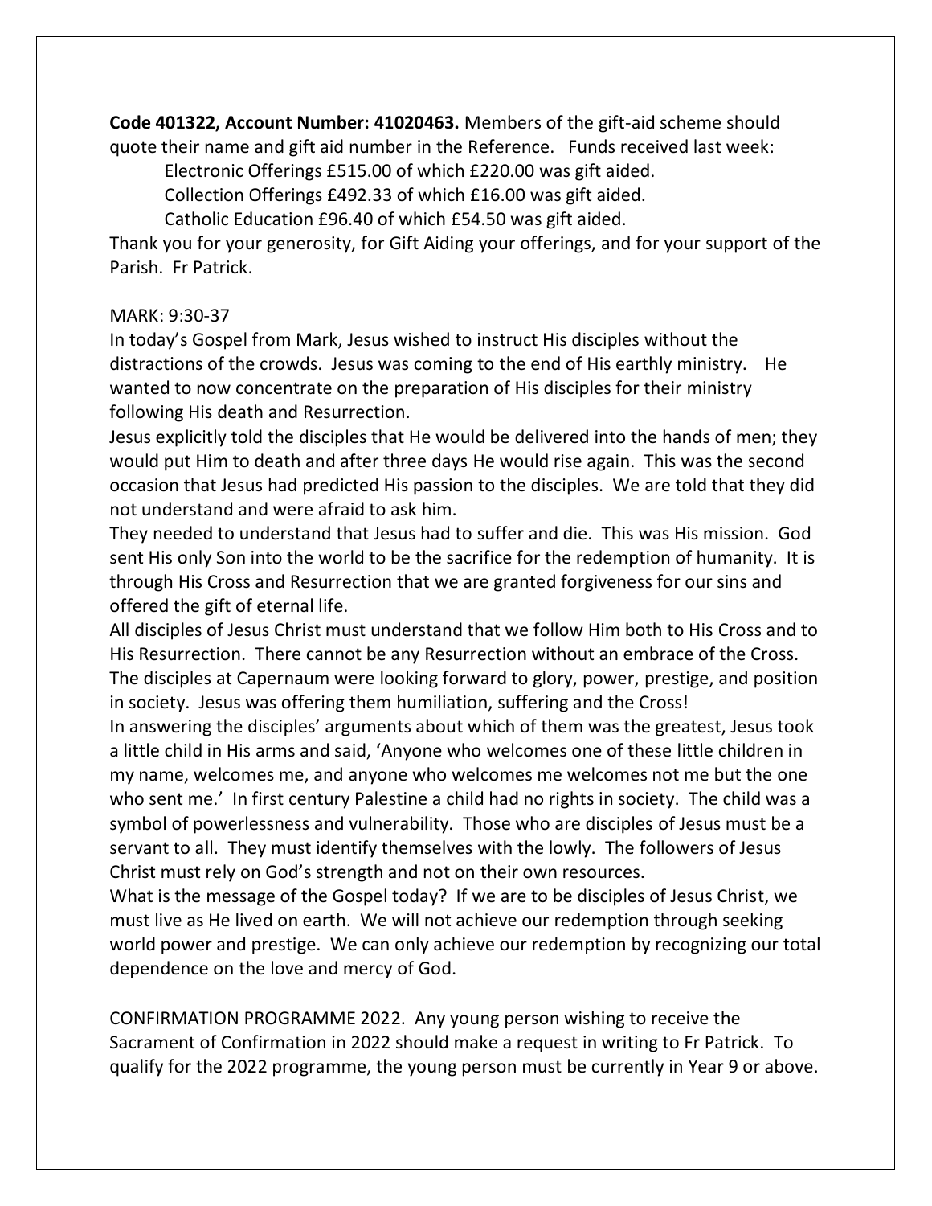**Code 401322, Account Number: 41020463.** Members of the gift-aid scheme should quote their name and gift aid number in the Reference. Funds received last week:

Electronic Offerings £515.00 of which £220.00 was gift aided.

Collection Offerings £492.33 of which £16.00 was gift aided.

Catholic Education £96.40 of which £54.50 was gift aided.

Thank you for your generosity, for Gift Aiding your offerings, and for your support of the Parish. Fr Patrick.

MARK: 9:30-37

In today's Gospel from Mark, Jesus wished to instruct His disciples without the distractions of the crowds. Jesus was coming to the end of His earthly ministry. He wanted to now concentrate on the preparation of His disciples for their ministry following His death and Resurrection.

Jesus explicitly told the disciples that He would be delivered into the hands of men; they would put Him to death and after three days He would rise again. This was the second occasion that Jesus had predicted His passion to the disciples. We are told that they did not understand and were afraid to ask him.

They needed to understand that Jesus had to suffer and die. This was His mission. God sent His only Son into the world to be the sacrifice for the redemption of humanity. It is through His Cross and Resurrection that we are granted forgiveness for our sins and offered the gift of eternal life.

All disciples of Jesus Christ must understand that we follow Him both to His Cross and to His Resurrection. There cannot be any Resurrection without an embrace of the Cross. The disciples at Capernaum were looking forward to glory, power, prestige, and position in society. Jesus was offering them humiliation, suffering and the Cross!

In answering the disciples' arguments about which of them was the greatest, Jesus took a little child in His arms and said, 'Anyone who welcomes one of these little children in my name, welcomes me, and anyone who welcomes me welcomes not me but the one who sent me.' In first century Palestine a child had no rights in society. The child was a symbol of powerlessness and vulnerability. Those who are disciples of Jesus must be a servant to all. They must identify themselves with the lowly. The followers of Jesus Christ must rely on God's strength and not on their own resources.

What is the message of the Gospel today? If we are to be disciples of Jesus Christ, we must live as He lived on earth. We will not achieve our redemption through seeking world power and prestige. We can only achieve our redemption by recognizing our total dependence on the love and mercy of God.

CONFIRMATION PROGRAMME 2022. Any young person wishing to receive the Sacrament of Confirmation in 2022 should make a request in writing to Fr Patrick. To qualify for the 2022 programme, the young person must be currently in Year 9 or above.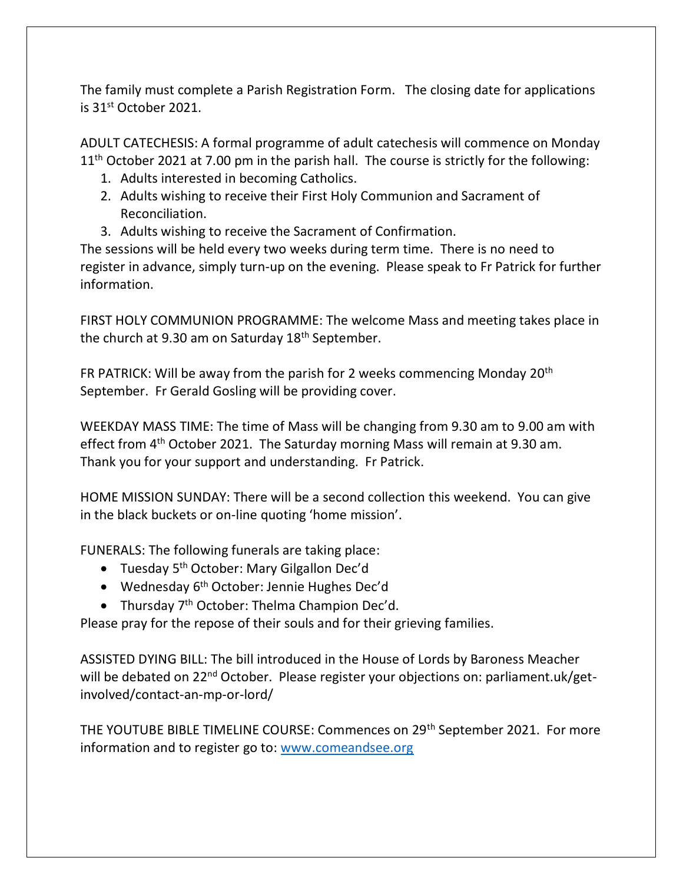The family must complete a Parish Registration Form. The closing date for applications is 31st October 2021.

ADULT CATECHESIS: A formal programme of adult catechesis will commence on Monday 11th October 2021 at 7.00 pm in the parish hall. The course is strictly for the following:

1. Adults interested in becoming Catholics.
2. Adults wishing to receive their First Holy Communion and Sacrament of Reconciliation.
3. Adults wishing to receive the Sacrament of Confirmation.

The sessions will be held every two weeks during term time. There is no need to register in advance, simply turn-up on the evening. Please speak to Fr Patrick for further information.

FIRST HOLY COMMUNION PROGRAMME: The welcome Mass and meeting takes place in the church at 9.30 am on Saturday 18th September.

FR PATRICK: Will be away from the parish for 2 weeks commencing Monday 20th September. Fr Gerald Gosling will be providing cover.

WEEKDAY MASS TIME: The time of Mass will be changing from 9.30 am to 9.00 am with effect from 4th October 2021. The Saturday morning Mass will remain at 9.30 am. Thank you for your support and understanding. Fr Patrick.

HOME MISSION SUNDAY: There will be a second collection this weekend. You can give in the black buckets or on-line quoting 'home mission'.

FUNERALS: The following funerals are taking place:

- Tuesday 5th October: Mary Gilgallon Dec'd
- Wednesday 6th October: Jennie Hughes Dec'd
- Thursday 7th October: Thelma Champion Dec'd.

Please pray for the repose of their souls and for their grieving families.

ASSISTED DYING BILL: The bill introduced in the House of Lords by Baroness Meacher will be debated on 22nd October. Please register your objections on: parliament.uk/get-involved/contact-an-mp-or-lord/

THE YOUTUBE BIBLE TIMELINE COURSE: Commences on 29th September 2021. For more information and to register go to: [www.comeandsee.org](http://www.comeandsee.org)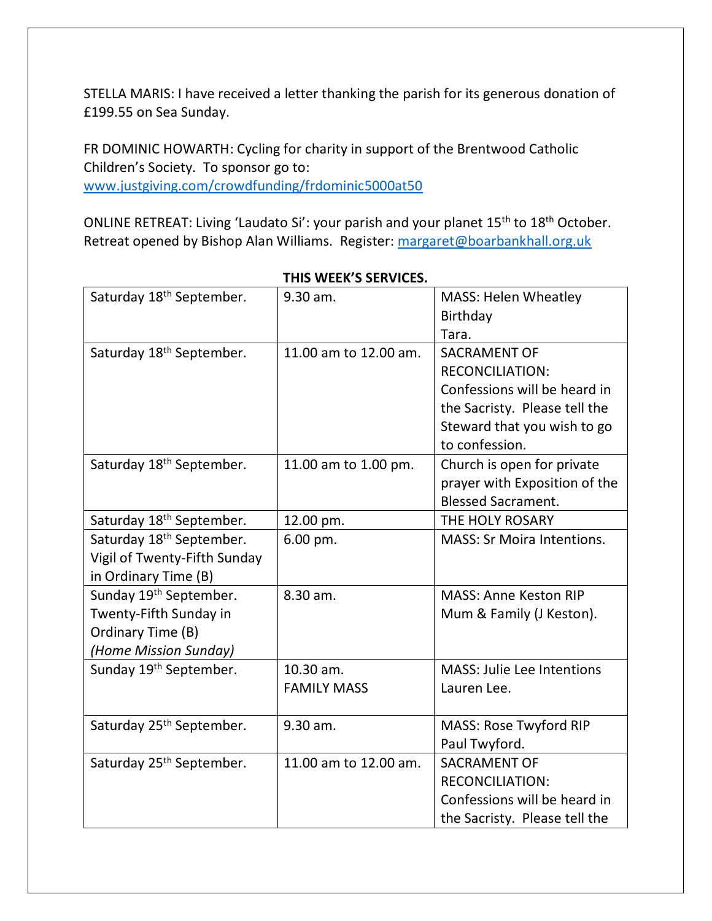STELLA MARIS: I have received a letter thanking the parish for its generous donation of £199.55 on Sea Sunday.

FR DOMINIC HOWARTH: Cycling for charity in support of the Brentwood Catholic Children's Society. To sponsor go to: www.justgiving.com/crowdfunding/frdominic5000at50

ONLINE RETREAT: Living 'Laudato Si': your parish and your planet 15th to 18th October. Retreat opened by Bishop Alan Williams. Register: margaret@boarbankhall.org.uk

**THIS WEEK'S SERVICES.**

| | | |
|---|---|---|
| Saturday 18th September. | 9.30 am. | MASS: Helen Wheatley Birthday Tara. |
| Saturday 18th September. | 11.00 am to 12.00 am. | SACRAMENT OF RECONCILIATION: Confessions will be heard in the Sacristy. Please tell the Steward that you wish to go to confession. |
| Saturday 18th September. | 11.00 am to 1.00 pm. | Church is open for private prayer with Exposition of the Blessed Sacrament. |
| Saturday 18th September. | 12.00 pm. | THE HOLY ROSARY |
| Saturday 18th September. Vigil of Twenty-Fifth Sunday in Ordinary Time (B) | 6.00 pm. | MASS: Sr Moira Intentions. |
| Sunday 19th September. Twenty-Fifth Sunday in Ordinary Time (B) *(Home Mission Sunday)* | 8.30 am. | MASS: Anne Keston RIP Mum & Family (J Keston). |
| Sunday 19th September. | 10.30 am. FAMILY MASS | MASS: Julie Lee Intentions Lauren Lee. |
| Saturday 25th September. | 9.30 am. | MASS: Rose Twyford RIP Paul Twyford. |
| Saturday 25th September. | 11.00 am to 12.00 am. | SACRAMENT OF RECONCILIATION: Confessions will be heard in the Sacristy. Please tell the |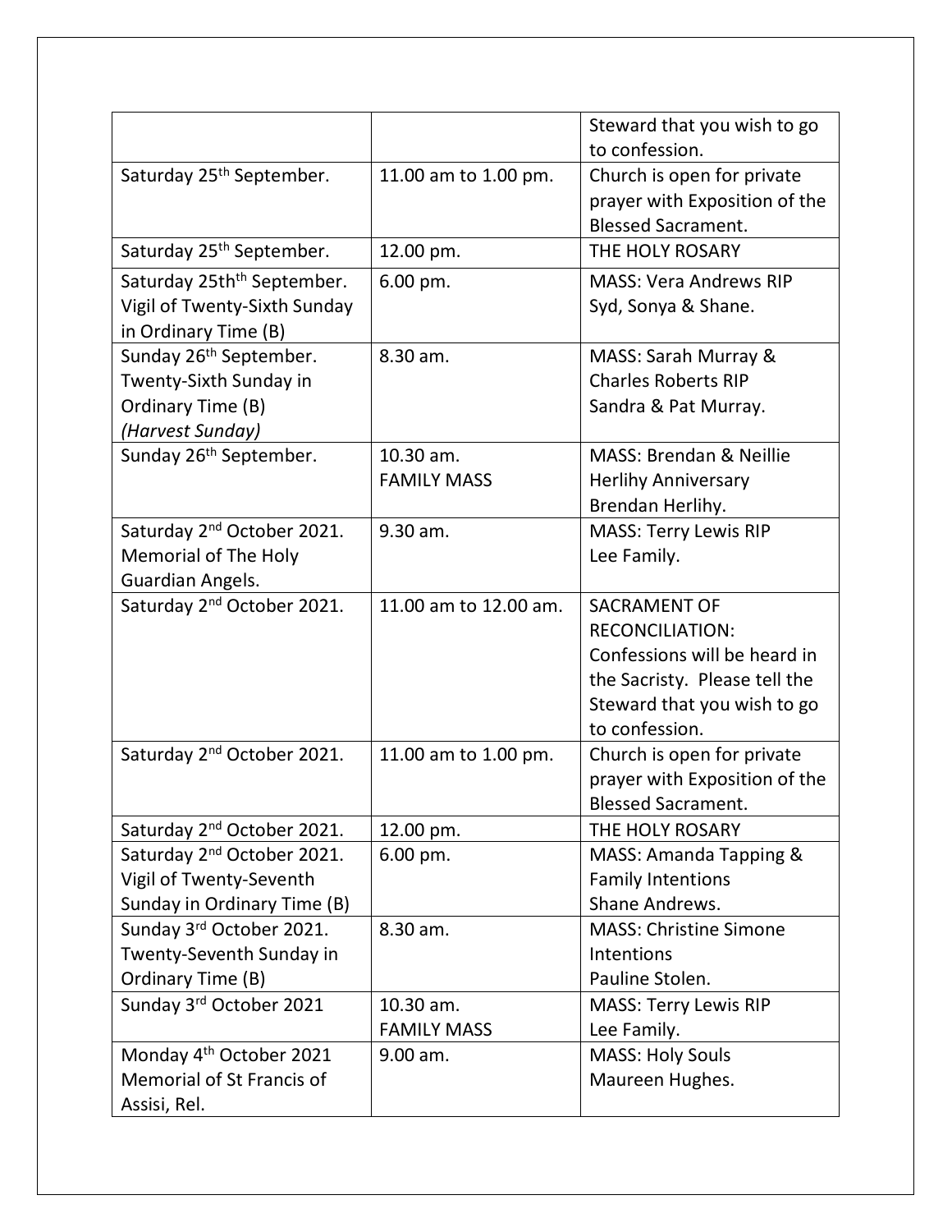| | | |
|---|---|---|
| | | Steward that you wish to go to confession. |
| Saturday 25th September. | 11.00 am to 1.00 pm. | Church is open for private prayer with Exposition of the Blessed Sacrament. |
| Saturday 25th September. | 12.00 pm. | THE HOLY ROSARY |
| Saturday 25thth September. Vigil of Twenty-Sixth Sunday in Ordinary Time (B) | 6.00 pm. | MASS: Vera Andrews RIP Syd, Sonya & Shane. |
| Sunday 26th September. Twenty-Sixth Sunday in Ordinary Time (B) *(Harvest Sunday)* | 8.30 am. | MASS: Sarah Murray & Charles Roberts RIP Sandra & Pat Murray. |
| Sunday 26th September. | 10.30 am. FAMILY MASS | MASS: Brendan & Neillie Herlihy Anniversary Brendan Herlihy. |
| Saturday 2nd October 2021. Memorial of The Holy Guardian Angels. | 9.30 am. | MASS: Terry Lewis RIP Lee Family. |
| Saturday 2nd October 2021. | 11.00 am to 12.00 am. | SACRAMENT OF RECONCILIATION: Confessions will be heard in the Sacristy. Please tell the Steward that you wish to go to confession. |
| Saturday 2nd October 2021. | 11.00 am to 1.00 pm. | Church is open for private prayer with Exposition of the Blessed Sacrament. |
| Saturday 2nd October 2021. | 12.00 pm. | THE HOLY ROSARY |
| Saturday 2nd October 2021. Vigil of Twenty-Seventh Sunday in Ordinary Time (B) | 6.00 pm. | MASS: Amanda Tapping & Family Intentions Shane Andrews. |
| Sunday 3rd October 2021. Twenty-Seventh Sunday in Ordinary Time (B) | 8.30 am. | MASS: Christine Simone Intentions Pauline Stolen. |
| Sunday 3rd October 2021 | 10.30 am. FAMILY MASS | MASS: Terry Lewis RIP Lee Family. |
| Monday 4th October 2021 Memorial of St Francis of Assisi, Rel. | 9.00 am. | MASS: Holy Souls Maureen Hughes. |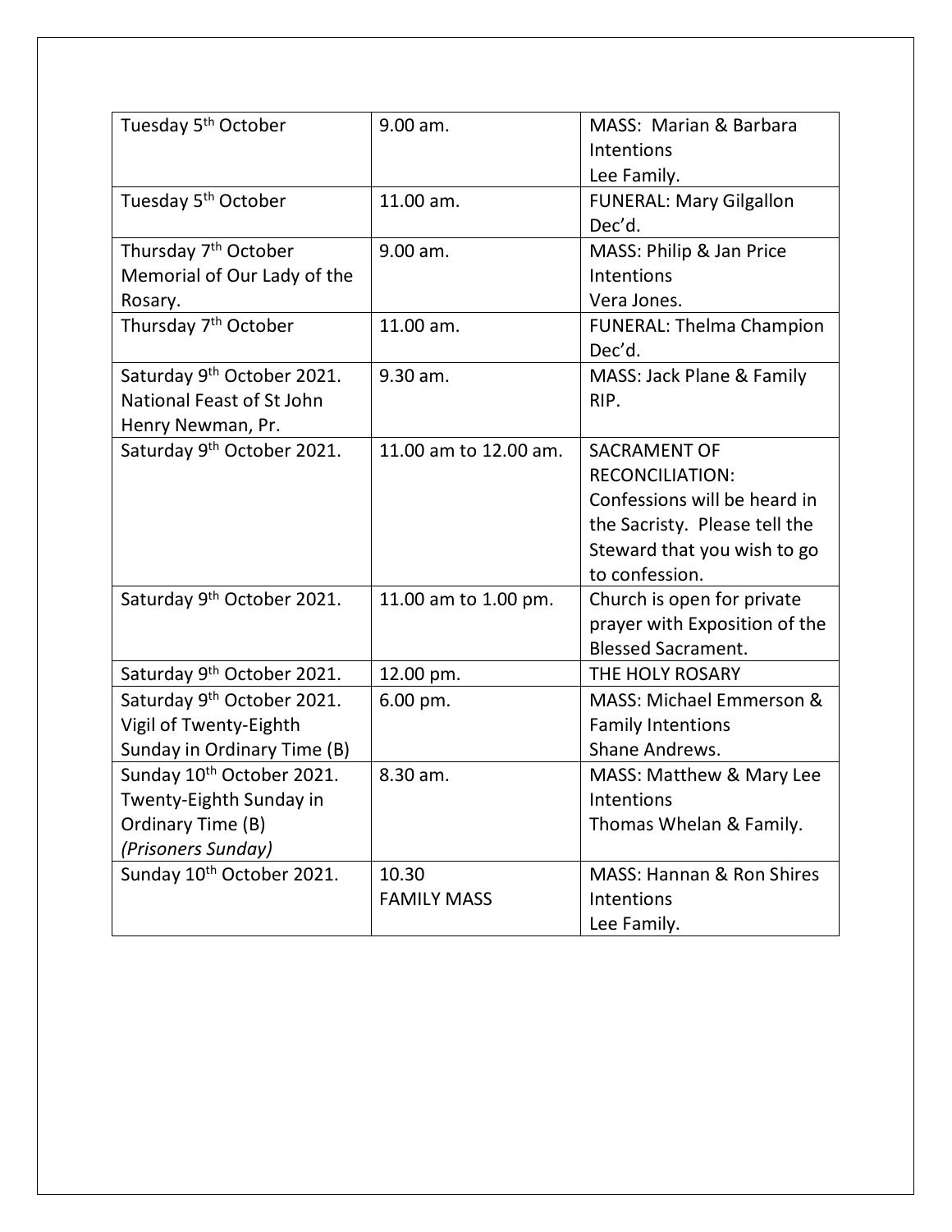| | | |
|---|---|---|
| Tuesday 5th October | 9.00 am. | MASS: Marian & Barbara Intentions<br>Lee Family. |
| Tuesday 5th October | 11.00 am. | FUNERAL: Mary Gilgallon Dec'd. |
| Thursday 7th October<br>Memorial of Our Lady of the Rosary. | 9.00 am. | MASS: Philip & Jan Price Intentions<br>Vera Jones. |
| Thursday 7th October | 11.00 am. | FUNERAL: Thelma Champion Dec'd. |
| Saturday 9th October 2021.<br>National Feast of St John Henry Newman, Pr. | 9.30 am. | MASS: Jack Plane & Family RIP. |
| Saturday 9th October 2021. | 11.00 am to 12.00 am. | SACRAMENT OF RECONCILIATION: Confessions will be heard in the Sacristy. Please tell the Steward that you wish to go to confession. |
| Saturday 9th October 2021. | 11.00 am to 1.00 pm. | Church is open for private prayer with Exposition of the Blessed Sacrament. |
| Saturday 9th October 2021. | 12.00 pm. | THE HOLY ROSARY |
| Saturday 9th October 2021.<br>Vigil of Twenty-Eighth Sunday in Ordinary Time (B) | 6.00 pm. | MASS: Michael Emmerson & Family Intentions<br>Shane Andrews. |
| Sunday 10th October 2021.<br>Twenty-Eighth Sunday in Ordinary Time (B)<br>*(Prisoners Sunday)* | 8.30 am. | MASS: Matthew & Mary Lee Intentions<br>Thomas Whelan & Family. |
| Sunday 10th October 2021. | 10.30<br>FAMILY MASS | MASS: Hannan & Ron Shires Intentions<br>Lee Family. |